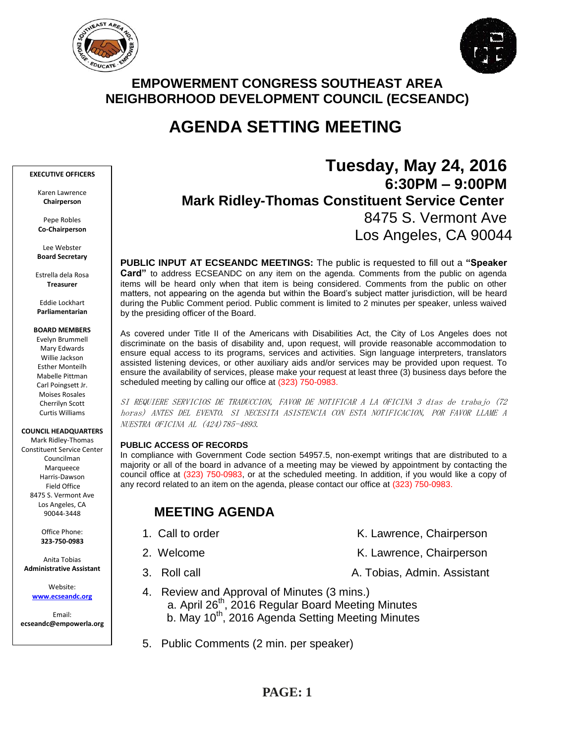# EMPOWERMENT CONGRESS SOUTHEAST AREA NEIGHBORHOOD DEVELOPMENT COUNCIL (ECSEANDC)

# AGENDA SETTING MEETING

**EXECUTIVE OFFICERS**

Karen Lawrence
**Chairperson**

Pepe Robles
**Co-Chairperson**

Lee Webster
**Board Secretary**

Estrella dela Rosa
**Treasurer**

Eddie Lockhart
**Parliamentarian**

**BOARD MEMBERS**
Evelyn Brummell
Mary Edwards
Willie Jackson
Esther Monteilh
Mabelle Pittman
Carl Poingsett Jr.
Moises Rosales
Cherrilyn Scott
Curtis Williams

**COUNCIL HEADQUARTERS**
Mark Ridley-Thomas Constituent Service Center
Councilman Marqueece Harris-Dawson Field Office
8475 S. Vermont Ave
Los Angeles, CA 90044-3448

Office Phone:
**323-750-0983**

Anita Tobias
**Administrative Assistant**

Website:
**www.ecseandc.org**

Email:
**ecseandc@empowerla.org**

## Tuesday, May 24, 2016
### 6:30PM – 9:00PM
### Mark Ridley-Thomas Constituent Service Center
8475 S. Vermont Ave
Los Angeles, CA 90044

**PUBLIC INPUT AT ECSEANDC MEETINGS:** The public is requested to fill out a **"Speaker Card"** to address ECSEANDC on any item on the agenda. Comments from the public on agenda items will be heard only when that item is being considered. Comments from the public on other matters, not appearing on the agenda but within the Board's subject matter jurisdiction, will be heard during the Public Comment period. Public comment is limited to 2 minutes per speaker, unless waived by the presiding officer of the Board.

As covered under Title II of the Americans with Disabilities Act, the City of Los Angeles does not discriminate on the basis of disability and, upon request, will provide reasonable accommodation to ensure equal access to its programs, services and activities. Sign language interpreters, translators assisted listening devices, or other auxiliary aids and/or services may be provided upon request. To ensure the availability of services, please make your request at least three (3) business days before the scheduled meeting by calling our office at (323) 750-0983.

*SI REQUIERE SERVICIOS DE TRADUCCION, FAVOR DE NOTIFICAR A LA OFICINA 3 días de trabajo (72 horas) ANTES DEL EVENTO. SI NECESITA ASISTENCIA CON ESTA NOTIFICACION, POR FAVOR LLAME A NUESTRA OFICINA AL (424)785-4893.*

**PUBLIC ACCESS OF RECORDS**
In compliance with Government Code section 54957.5, non-exempt writings that are distributed to a majority or all of the board in advance of a meeting may be viewed by appointment by contacting the council office at (323) 750-0983, or at the scheduled meeting. In addition, if you would like a copy of any record related to an item on the agenda, please contact our office at (323) 750-0983.

## MEETING AGENDA

1. Call to order — K. Lawrence, Chairperson
2. Welcome — K. Lawrence, Chairperson
3. Roll call — A. Tobias, Admin. Assistant
4. Review and Approval of Minutes (3 mins.)
   a. April 26th, 2016 Regular Board Meeting Minutes
   b. May 10th, 2016 Agenda Setting Meeting Minutes
5. Public Comments (2 min. per speaker)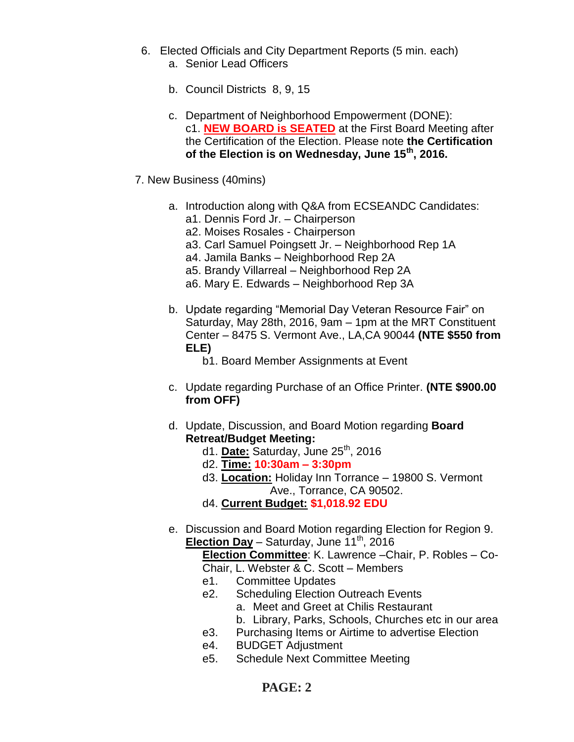6. Elected Officials and City Department Reports (5 min. each)
   a. Senior Lead Officers

   b. Council Districts 8, 9, 15

   c. Department of Neighborhood Empowerment (DONE):
      c1. **NEW BOARD is SEATED** at the First Board Meeting after the Certification of the Election. Please note **the Certification of the Election is on Wednesday, June 15th, 2016.**

7. New Business (40mins)

   a. Introduction along with Q&A from ECSEANDC Candidates:
      a1. Dennis Ford Jr. – Chairperson
      a2. Moises Rosales - Chairperson
      a3. Carl Samuel Poingsett Jr. – Neighborhood Rep 1A
      a4. Jamila Banks – Neighborhood Rep 2A
      a5. Brandy Villarreal – Neighborhood Rep 2A
      a6. Mary E. Edwards – Neighborhood Rep 3A

   b. Update regarding "Memorial Day Veteran Resource Fair" on Saturday, May 28th, 2016, 9am – 1pm at the MRT Constituent Center – 8475 S. Vermont Ave., LA,CA 90044 **(NTE $550 from ELE)**
      b1. Board Member Assignments at Event

   c. Update regarding Purchase of an Office Printer. **(NTE $900.00 from OFF)**

   d. Update, Discussion, and Board Motion regarding **Board Retreat/Budget Meeting:**
      d1. **Date:** Saturday, June 25th, 2016
      d2. **Time:** **10:30am – 3:30pm**
      d3. **Location:** Holiday Inn Torrance – 19800 S. Vermont Ave., Torrance, CA 90502.
      d4. **Current Budget:** **$1,018.92 EDU**

   e. Discussion and Board Motion regarding Election for Region 9.
      **Election Day** – Saturday, June 11th, 2016
      **Election Committee**: K. Lawrence –Chair, P. Robles – Co-Chair, L. Webster & C. Scott – Members
      e1. Committee Updates
      e2. Scheduling Election Outreach Events
         a. Meet and Greet at Chilis Restaurant
         b. Library, Parks, Schools, Churches etc in our area
      e3. Purchasing Items or Airtime to advertise Election
      e4. BUDGET Adjustment
      e5. Schedule Next Committee Meeting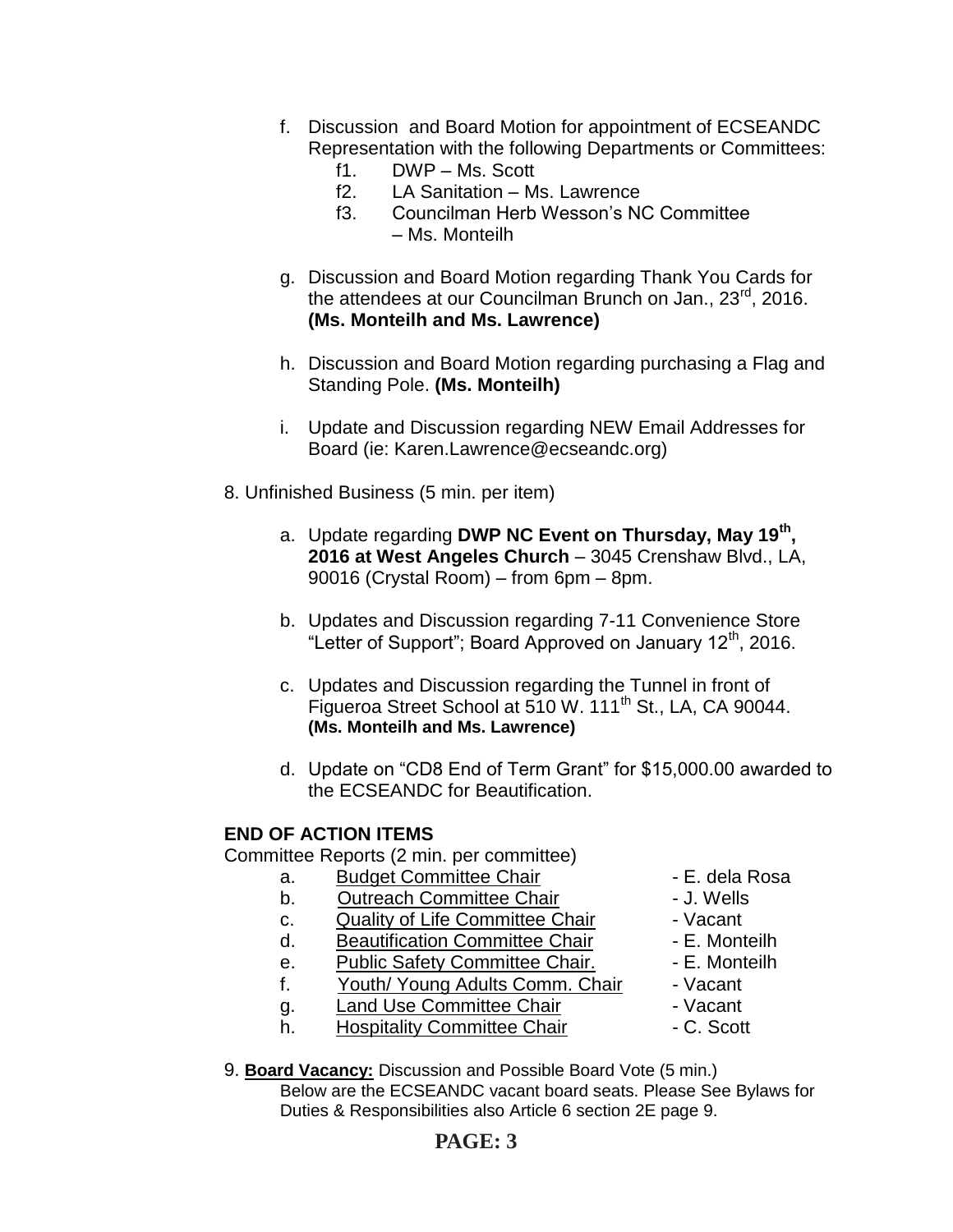f. Discussion and Board Motion for appointment of ECSEANDC Representation with the following Departments or Committees:
    - f1. DWP – Ms. Scott
    - f2. LA Sanitation – Ms. Lawrence
    - f3. Councilman Herb Wesson's NC Committee – Ms. Monteilh

g. Discussion and Board Motion regarding Thank You Cards for the attendees at our Councilman Brunch on Jan., 23rd, 2016. **(Ms. Monteilh and Ms. Lawrence)**

h. Discussion and Board Motion regarding purchasing a Flag and Standing Pole. **(Ms. Monteilh)**

i. Update and Discussion regarding NEW Email Addresses for Board (ie: Karen.Lawrence@ecseandc.org)

8. Unfinished Business (5 min. per item)

   a. Update regarding **DWP NC Event on Thursday, May 19th, 2016 at West Angeles Church** – 3045 Crenshaw Blvd., LA, 90016 (Crystal Room) – from 6pm – 8pm.

   b. Updates and Discussion regarding 7-11 Convenience Store "Letter of Support"; Board Approved on January 12th, 2016.

   c. Updates and Discussion regarding the Tunnel in front of Figueroa Street School at 510 W. 111th St., LA, CA 90044. **(Ms. Monteilh and Ms. Lawrence)**

   d. Update on "CD8 End of Term Grant" for $15,000.00 awarded to the ECSEANDC for Beautification.

**END OF ACTION ITEMS**

Committee Reports (2 min. per committee)

- a. Budget Committee Chair - E. dela Rosa
- b. Outreach Committee Chair - J. Wells
- c. Quality of Life Committee Chair - Vacant
- d. Beautification Committee Chair - E. Monteilh
- e. Public Safety Committee Chair. - E. Monteilh
- f. Youth/ Young Adults Comm. Chair - Vacant
- g. Land Use Committee Chair - Vacant
- h. Hospitality Committee Chair - C. Scott

9. **Board Vacancy:** Discussion and Possible Board Vote (5 min.)
   Below are the ECSEANDC vacant board seats. Please See Bylaws for Duties & Responsibilities also Article 6 section 2E page 9.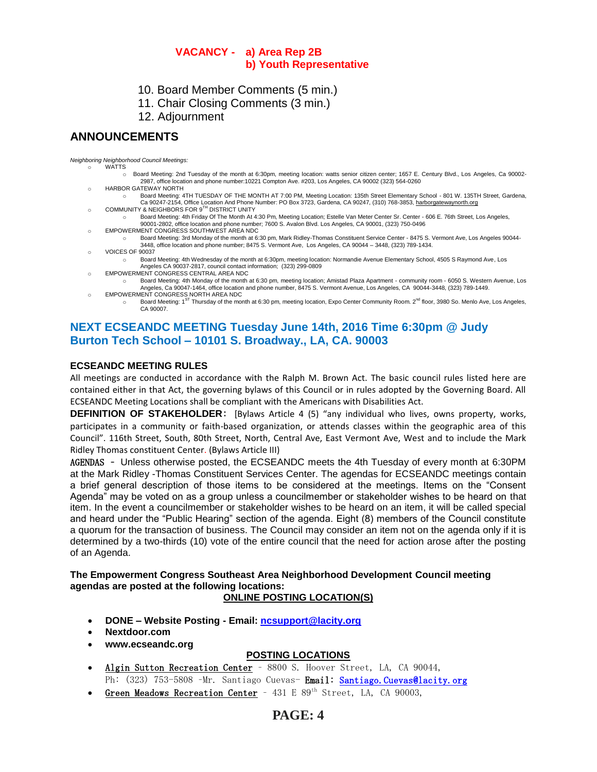**VACANCY - a) Area Rep 2B**
**b) Youth Representative**

10. Board Member Comments (5 min.)
11. Chair Closing Comments (3 min.)
12. Adjournment

## ANNOUNCEMENTS

*Neighboring Neighborhood Council Meetings:*

- WATTS
  - Board Meeting: 2nd Tuesday of the month at 6:30pm, meeting location: watts senior citizen center; 1657 E. Century Blvd., Los Angeles, Ca 90002-2987, office location and phone number:10221 Compton Ave. #203, Los Angeles, CA 90002 (323) 564-0260
- HARBOR GATEWAY NORTH
  - Board Meeting: 4TH TUESDAY OF THE MONTH AT 7:00 PM, Meeting Location: 135th Street Elementary School - 801 W. 135TH Street, Gardena, Ca 90247-2154, Office Location And Phone Number: PO Box 3723, Gardena, CA 90247, (310) 768-3853, harborgatewaynorth.org
- COMMUNITY & NEIGHBORS FOR 9TH DISTRICT UNITY
  - Board Meeting: 4th Friday Of The Month At 4:30 Pm, Meeting Location; Estelle Van Meter Center Sr. Center - 606 E. 76th Street, Los Angeles, 90001-2802, office location and phone number; 7600 S. Avalon Blvd. Los Angeles, CA 90001, (323) 750-0496
- EMPOWERMENT CONGRESS SOUTHWEST AREA NDC
  - Board Meeting: 3rd Monday of the month at 6:30 pm, Mark Ridley-Thomas Constituent Service Center - 8475 S. Vermont Ave, Los Angeles 90044-3448, office location and phone number; 8475 S. Vermont Ave, Los Angeles, CA 90044 – 3448, (323) 789-1434.
- VOICES OF 90037
  - Board Meeting: 4th Wednesday of the month at 6:30pm, meeting location: Normandie Avenue Elementary School, 4505 S Raymond Ave, Los Angeles CA 90037-2817, council contact information; (323) 299-0809
- EMPOWERMENT CONGRESS CENTRAL AREA NDC
  - Board Meeting: 4th Monday of the month at 6:30 pm, meeting location; Amistad Plaza Apartment - community room - 6050 S. Western Avenue, Los Angeles, Ca 90047-1464, office location and phone number, 8475 S. Vermont Avenue, Los Angeles, CA 90044-3448, (323) 789-1449.
- EMPOWERMENT CONGRESS NORTH AREA NDC
  - Board Meeting: 1ST Thursday of the month at 6:30 pm, meeting location, Expo Center Community Room. 2nd floor, 3980 So. Menlo Ave, Los Angeles, CA 90007.

## NEXT ECSEANDC MEETING Tuesday June 14th, 2016 Time 6:30pm @ Judy Burton Tech School – 10101 S. Broadway., LA, CA. 90003

### ECSEANDC MEETING RULES

All meetings are conducted in accordance with the Ralph M. Brown Act. The basic council rules listed here are contained either in that Act, the governing bylaws of this Council or in rules adopted by the Governing Board. All ECSEANDC Meeting Locations shall be compliant with the Americans with Disabilities Act.

**DEFINITION OF STAKEHOLDER:** [Bylaws Article 4 (5) "any individual who lives, owns property, works, participates in a community or faith-based organization, or attends classes within the geographic area of this Council". 116th Street, South, 80th Street, North, Central Ave, East Vermont Ave, West and to include the Mark Ridley Thomas constituent Center. (Bylaws Article III)

AGENDAS – Unless otherwise posted, the ECSEANDC meets the 4th Tuesday of every month at 6:30PM at the Mark Ridley -Thomas Constituent Services Center. The agendas for ECSEANDC meetings contain a brief general description of those items to be considered at the meetings. Items on the "Consent Agenda" may be voted on as a group unless a councilmember or stakeholder wishes to be heard on that item. In the event a councilmember or stakeholder wishes to be heard on an item, it will be called special and heard under the "Public Hearing" section of the agenda. Eight (8) members of the Council constitute a quorum for the transaction of business. The Council may consider an item not on the agenda only if it is determined by a two-thirds (10) vote of the entire council that the need for action arose after the posting of an Agenda.

**The Empowerment Congress Southeast Area Neighborhood Development Council meeting agendas are posted at the following locations:**

**ONLINE POSTING LOCATION(S)**

- **DONE – Website Posting - Email: ncsupport@lacity.org**
- **Nextdoor.com**
- **www.ecseandc.org**

**POSTING LOCATIONS**

- Algin Sutton Recreation Center – 8800 S. Hoover Street, LA, CA 90044, Ph: (323) 753-5808 -Mr. Santiago Cuevas- **Email:** Santiago.Cuevas@lacity.org
- Green Meadows Recreation Center – 431 E 89th Street, LA, CA 90003,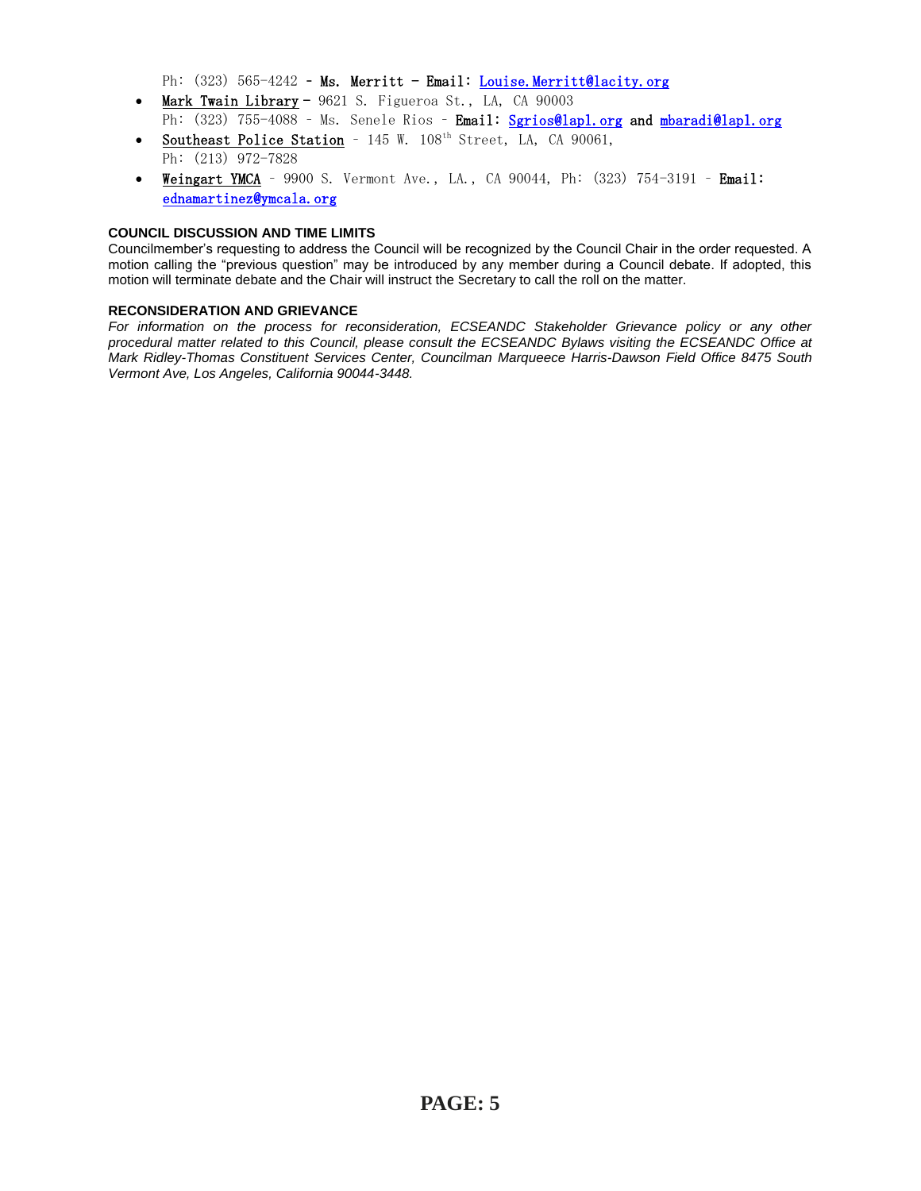Ph: (323) 565-4242 - **Ms. Merritt - Email:** Louise.Merritt@lacity.org

- Mark Twain Library - 9621 S. Figueroa St., LA, CA 90003
  Ph: (323) 755-4088 – Ms. Senele Rios – **Email:** Sgrios@lapl.org **and** mbaradi@lapl.org
- Southeast Police Station – 145 W. 108th Street, LA, CA 90061,
  Ph: (213) 972-7828
- Weingart YMCA – 9900 S. Vermont Ave., LA., CA 90044, Ph: (323) 754-3191 – **Email:** ednamartinez@ymcala.org

**COUNCIL DISCUSSION AND TIME LIMITS**

Councilmember's requesting to address the Council will be recognized by the Council Chair in the order requested. A motion calling the "previous question" may be introduced by any member during a Council debate. If adopted, this motion will terminate debate and the Chair will instruct the Secretary to call the roll on the matter.

**RECONSIDERATION AND GRIEVANCE**

*For information on the process for reconsideration, ECSEANDC Stakeholder Grievance policy or any other procedural matter related to this Council, please consult the ECSEANDC Bylaws visiting the ECSEANDC Office at Mark Ridley-Thomas Constituent Services Center, Councilman Marqueece Harris-Dawson Field Office 8475 South Vermont Ave, Los Angeles, California 90044-3448.*